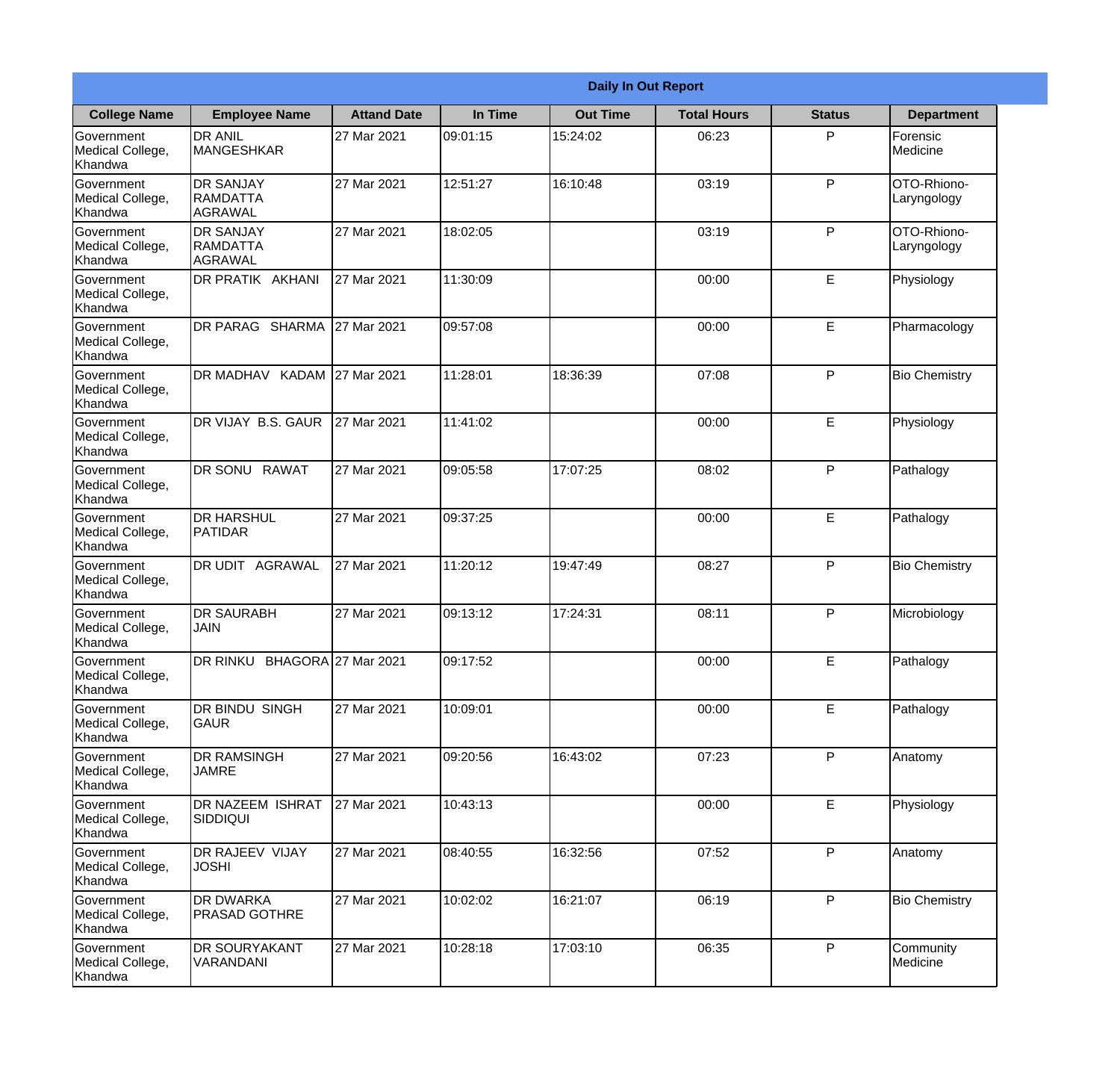**Daily In Out Report**

| College Name | Employee Name | Attand Date | In Time | Out Time | Total Hours | Status | Department |
|---|---|---|---|---|---|---|---|
| Government Medical College, Khandwa | DR ANIL MANGESHKAR | 27 Mar 2021 | 09:01:15 | 15:24:02 | 06:23 | P | Forensic Medicine |
| Government Medical College, Khandwa | DR SANJAY RAMDATTA AGRAWAL | 27 Mar 2021 | 12:51:27 | 16:10:48 | 03:19 | P | OTO-Rhiono-Laryngology |
| Government Medical College, Khandwa | DR SANJAY RAMDATTA AGRAWAL | 27 Mar 2021 | 18:02:05 | | 03:19 | P | OTO-Rhiono-Laryngology |
| Government Medical College, Khandwa | DR PRATIK AKHANI | 27 Mar 2021 | 11:30:09 | | 00:00 | E | Physiology |
| Government Medical College, Khandwa | DR PARAG SHARMA | 27 Mar 2021 | 09:57:08 | | 00:00 | E | Pharmacology |
| Government Medical College, Khandwa | DR MADHAV KADAM | 27 Mar 2021 | 11:28:01 | 18:36:39 | 07:08 | P | Bio Chemistry |
| Government Medical College, Khandwa | DR VIJAY B.S. GAUR | 27 Mar 2021 | 11:41:02 | | 00:00 | E | Physiology |
| Government Medical College, Khandwa | DR SONU RAWAT | 27 Mar 2021 | 09:05:58 | 17:07:25 | 08:02 | P | Pathalogy |
| Government Medical College, Khandwa | DR HARSHUL PATIDAR | 27 Mar 2021 | 09:37:25 | | 00:00 | E | Pathalogy |
| Government Medical College, Khandwa | DR UDIT AGRAWAL | 27 Mar 2021 | 11:20:12 | 19:47:49 | 08:27 | P | Bio Chemistry |
| Government Medical College, Khandwa | DR SAURABH JAIN | 27 Mar 2021 | 09:13:12 | 17:24:31 | 08:11 | P | Microbiology |
| Government Medical College, Khandwa | DR RINKU BHAGORA | 27 Mar 2021 | 09:17:52 | | 00:00 | E | Pathalogy |
| Government Medical College, Khandwa | DR BINDU SINGH GAUR | 27 Mar 2021 | 10:09:01 | | 00:00 | E | Pathalogy |
| Government Medical College, Khandwa | DR RAMSINGH JAMRE | 27 Mar 2021 | 09:20:56 | 16:43:02 | 07:23 | P | Anatomy |
| Government Medical College, Khandwa | DR NAZEEM ISHRAT SIDDIQUI | 27 Mar 2021 | 10:43:13 | | 00:00 | E | Physiology |
| Government Medical College, Khandwa | DR RAJEEV VIJAY JOSHI | 27 Mar 2021 | 08:40:55 | 16:32:56 | 07:52 | P | Anatomy |
| Government Medical College, Khandwa | DR DWARKA PRASAD GOTHRE | 27 Mar 2021 | 10:02:02 | 16:21:07 | 06:19 | P | Bio Chemistry |
| Government Medical College, Khandwa | DR SOURYAKANT VARANDANI | 27 Mar 2021 | 10:28:18 | 17:03:10 | 06:35 | P | Community Medicine |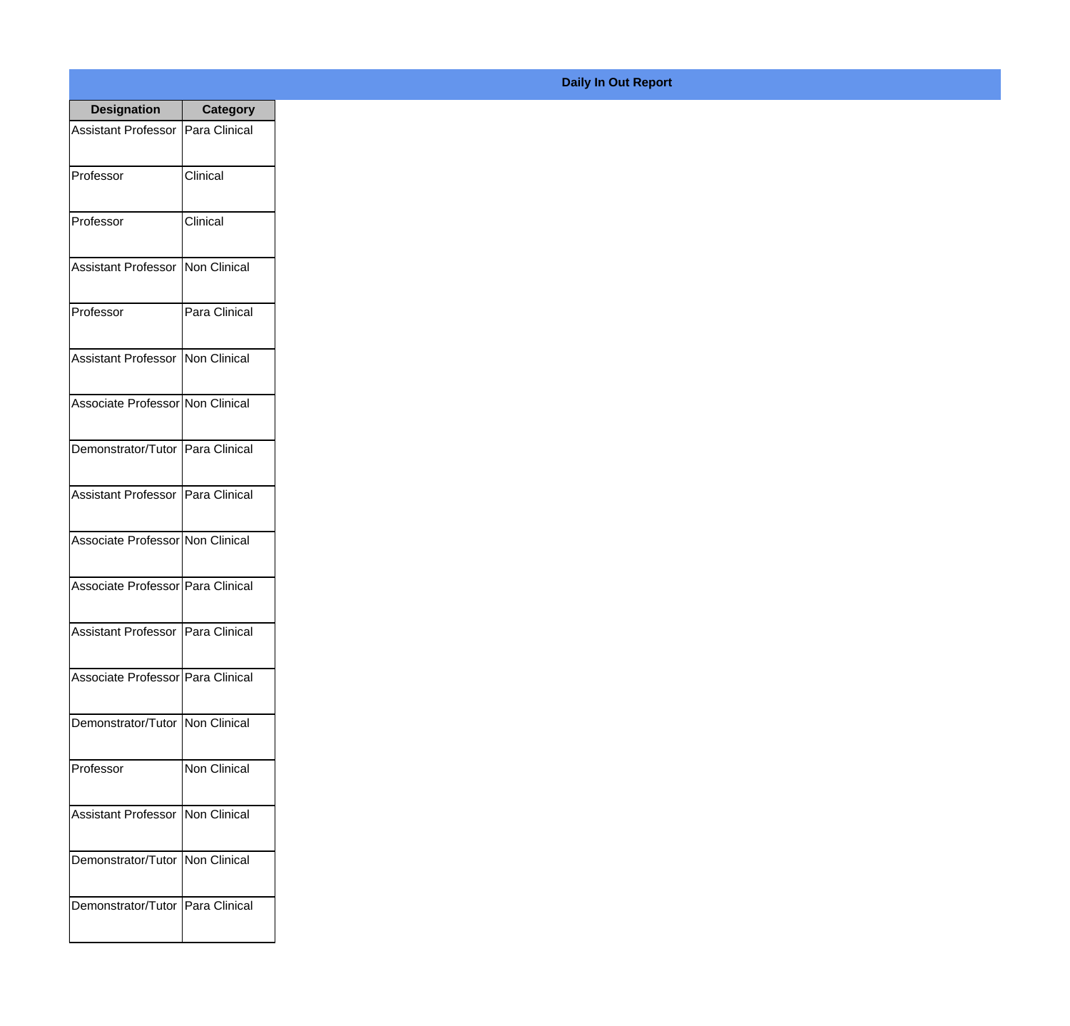**Daily In Out Report**

| Designation | Category |
|---|---|
| Assistant Professor | Para Clinical |
| Professor | Clinical |
| Professor | Clinical |
| Assistant Professor | Non Clinical |
| Professor | Para Clinical |
| Assistant Professor | Non Clinical |
| Associate Professor | Non Clinical |
| Demonstrator/Tutor | Para Clinical |
| Assistant Professor | Para Clinical |
| Associate Professor | Non Clinical |
| Associate Professor | Para Clinical |
| Assistant Professor | Para Clinical |
| Associate Professor | Para Clinical |
| Demonstrator/Tutor | Non Clinical |
| Professor | Non Clinical |
| Assistant Professor | Non Clinical |
| Demonstrator/Tutor | Non Clinical |
| Demonstrator/Tutor | Para Clinical |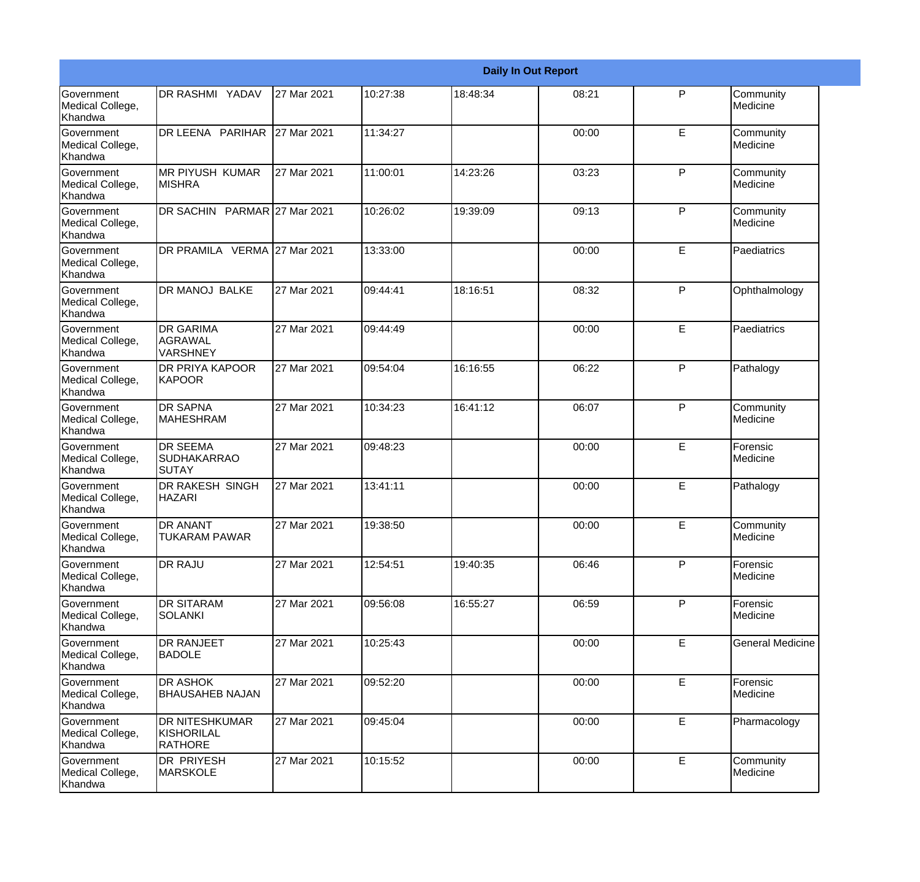| Daily In Out Report | | | | | | | |
|---|---|---|---|---|---|---|---|
| Government Medical College, Khandwa | DR RASHMI YADAV | 27 Mar 2021 | 10:27:38 | 18:48:34 | 08:21 | P | Community Medicine |
| Government Medical College, Khandwa | DR LEENA PARIHAR | 27 Mar 2021 | 11:34:27 | | 00:00 | E | Community Medicine |
| Government Medical College, Khandwa | MR PIYUSH KUMAR MISHRA | 27 Mar 2021 | 11:00:01 | 14:23:26 | 03:23 | P | Community Medicine |
| Government Medical College, Khandwa | DR SACHIN PARMAR | 27 Mar 2021 | 10:26:02 | 19:39:09 | 09:13 | P | Community Medicine |
| Government Medical College, Khandwa | DR PRAMILA VERMA | 27 Mar 2021 | 13:33:00 | | 00:00 | E | Paediatrics |
| Government Medical College, Khandwa | DR MANOJ BALKE | 27 Mar 2021 | 09:44:41 | 18:16:51 | 08:32 | P | Ophthalmology |
| Government Medical College, Khandwa | DR GARIMA AGRAWAL VARSHNEY | 27 Mar 2021 | 09:44:49 | | 00:00 | E | Paediatrics |
| Government Medical College, Khandwa | DR PRIYA KAPOOR KAPOOR | 27 Mar 2021 | 09:54:04 | 16:16:55 | 06:22 | P | Pathalogy |
| Government Medical College, Khandwa | DR SAPNA MAHESHRAM | 27 Mar 2021 | 10:34:23 | 16:41:12 | 06:07 | P | Community Medicine |
| Government Medical College, Khandwa | DR SEEMA SUDHAKARRAO SUTAY | 27 Mar 2021 | 09:48:23 | | 00:00 | E | Forensic Medicine |
| Government Medical College, Khandwa | DR RAKESH SINGH HAZARI | 27 Mar 2021 | 13:41:11 | | 00:00 | E | Pathalogy |
| Government Medical College, Khandwa | DR ANANT TUKARAM PAWAR | 27 Mar 2021 | 19:38:50 | | 00:00 | E | Community Medicine |
| Government Medical College, Khandwa | DR RAJU | 27 Mar 2021 | 12:54:51 | 19:40:35 | 06:46 | P | Forensic Medicine |
| Government Medical College, Khandwa | DR SITARAM SOLANKI | 27 Mar 2021 | 09:56:08 | 16:55:27 | 06:59 | P | Forensic Medicine |
| Government Medical College, Khandwa | DR RANJEET BADOLE | 27 Mar 2021 | 10:25:43 | | 00:00 | E | General Medicine |
| Government Medical College, Khandwa | DR ASHOK BHAUSAHEB NAJAN | 27 Mar 2021 | 09:52:20 | | 00:00 | E | Forensic Medicine |
| Government Medical College, Khandwa | DR NITESHKUMAR KISHORILAL RATHORE | 27 Mar 2021 | 09:45:04 | | 00:00 | E | Pharmacology |
| Government Medical College, Khandwa | DR PRIYESH MARSKOLE | 27 Mar 2021 | 10:15:52 | | 00:00 | E | Community Medicine |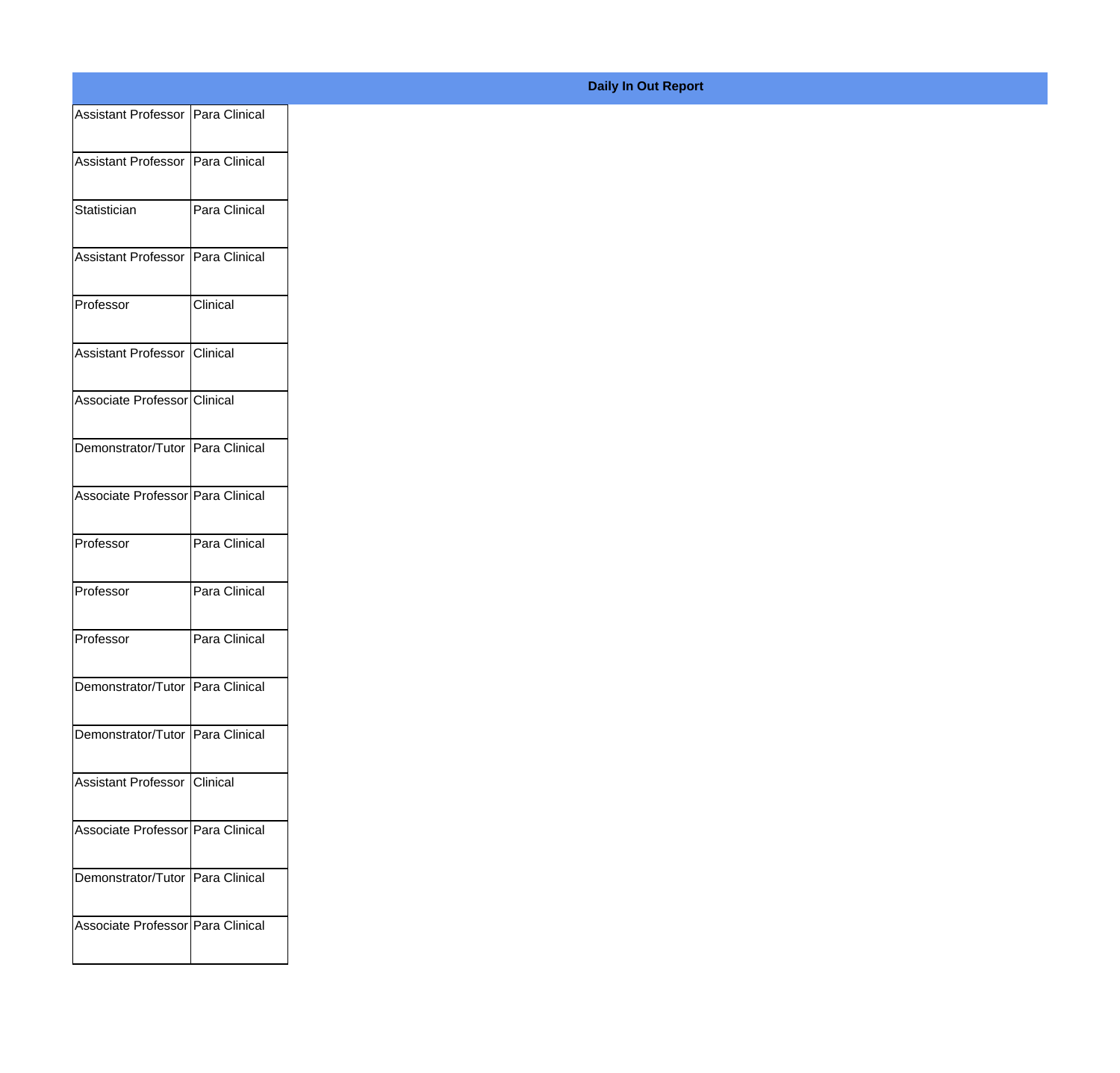**Daily In Out Report**

| | |
|---|---|
| Assistant Professor | Para Clinical |
| Assistant Professor | Para Clinical |
| Statistician | Para Clinical |
| Assistant Professor | Para Clinical |
| Professor | Clinical |
| Assistant Professor | Clinical |
| Associate Professor | Clinical |
| Demonstrator/Tutor | Para Clinical |
| Associate Professor | Para Clinical |
| Professor | Para Clinical |
| Professor | Para Clinical |
| Professor | Para Clinical |
| Demonstrator/Tutor | Para Clinical |
| Demonstrator/Tutor | Para Clinical |
| Assistant Professor | Clinical |
| Associate Professor | Para Clinical |
| Demonstrator/Tutor | Para Clinical |
| Associate Professor | Para Clinical |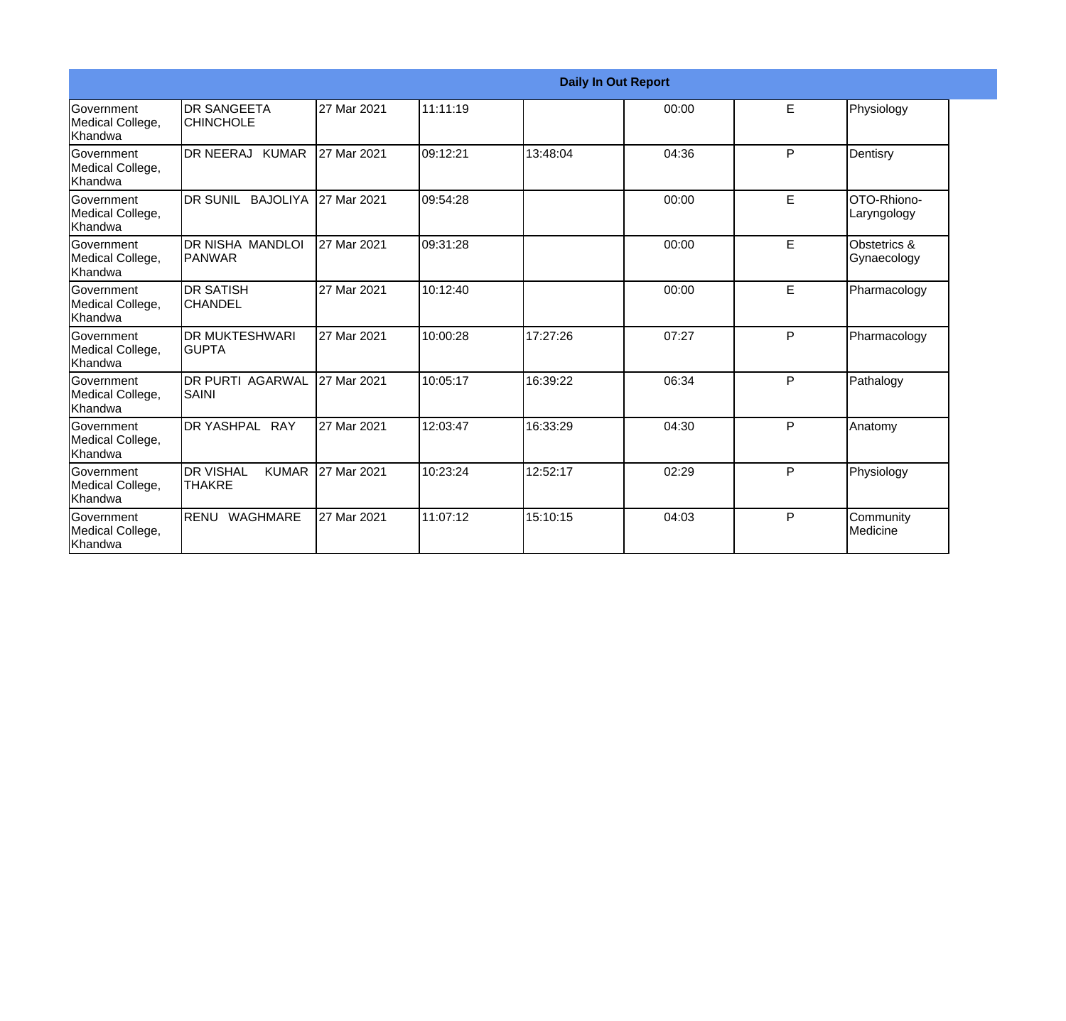| Daily In Out Report | | | | | | | |
|---|---|---|---|---|---|---|---|
| Government Medical College, Khandwa | DR SANGEETA CHINCHOLE | 27 Mar 2021 | 11:11:19 | | 00:00 | E | Physiology |
| Government Medical College, Khandwa | DR NEERAJ KUMAR | 27 Mar 2021 | 09:12:21 | 13:48:04 | 04:36 | P | Dentisry |
| Government Medical College, Khandwa | DR SUNIL BAJOLIYA | 27 Mar 2021 | 09:54:28 | | 00:00 | E | OTO-Rhiono-Laryngology |
| Government Medical College, Khandwa | DR NISHA MANDLOI PANWAR | 27 Mar 2021 | 09:31:28 | | 00:00 | E | Obstetrics & Gynaecology |
| Government Medical College, Khandwa | DR SATISH CHANDEL | 27 Mar 2021 | 10:12:40 | | 00:00 | E | Pharmacology |
| Government Medical College, Khandwa | DR MUKTESHWARI GUPTA | 27 Mar 2021 | 10:00:28 | 17:27:26 | 07:27 | P | Pharmacology |
| Government Medical College, Khandwa | DR PURTI AGARWAL SAINI | 27 Mar 2021 | 10:05:17 | 16:39:22 | 06:34 | P | Pathalogy |
| Government Medical College, Khandwa | DR YASHPAL RAY | 27 Mar 2021 | 12:03:47 | 16:33:29 | 04:30 | P | Anatomy |
| Government Medical College, Khandwa | DR VISHAL KUMAR THAKRE | 27 Mar 2021 | 10:23:24 | 12:52:17 | 02:29 | P | Physiology |
| Government Medical College, Khandwa | RENU WAGHMARE | 27 Mar 2021 | 11:07:12 | 15:10:15 | 04:03 | P | Community Medicine |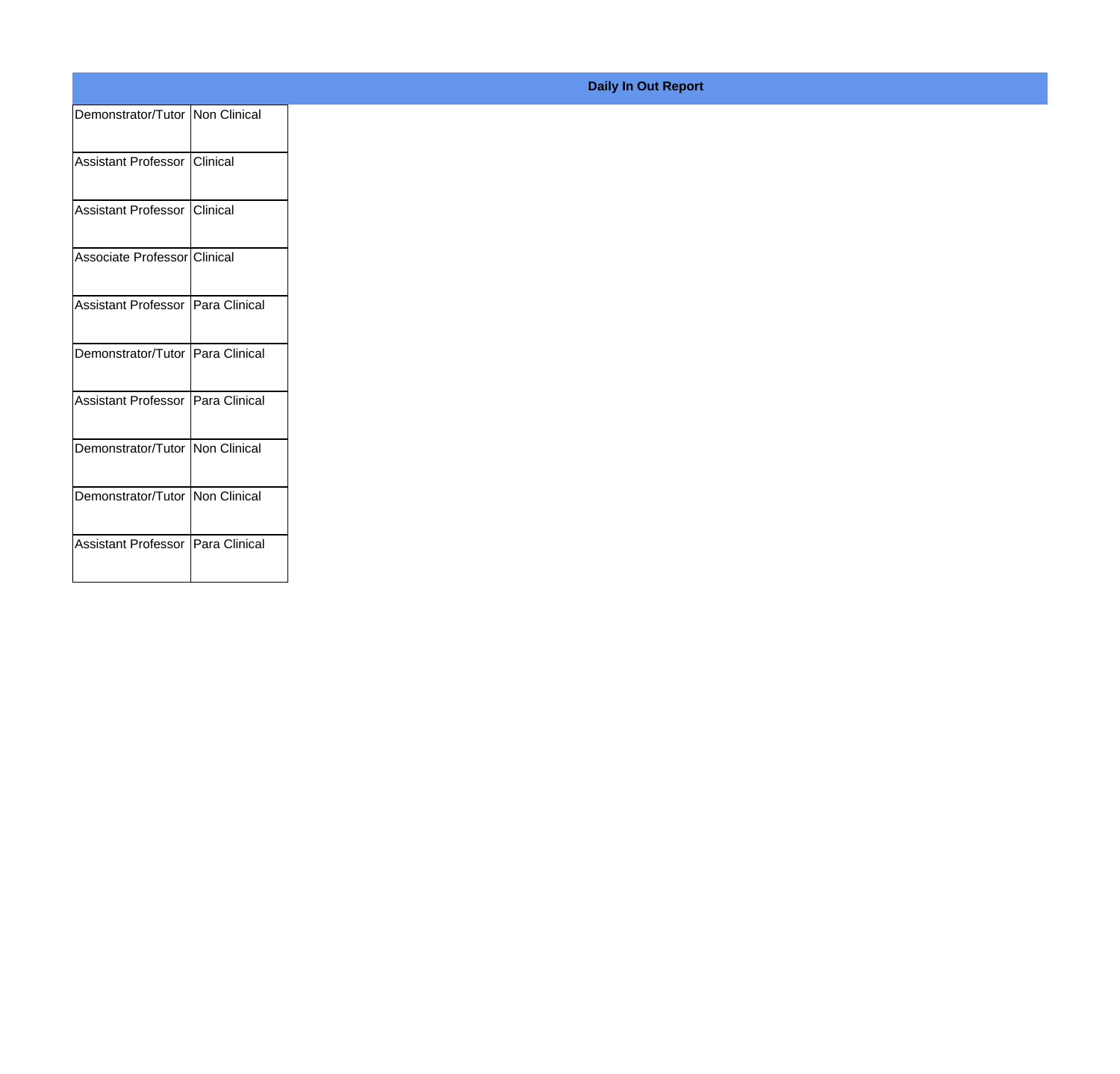**Daily In Out Report**

| | |
|---|---|
| Demonstrator/Tutor | Non Clinical |
| Assistant Professor | Clinical |
| Assistant Professor | Clinical |
| Associate Professor | Clinical |
| Assistant Professor | Para Clinical |
| Demonstrator/Tutor | Para Clinical |
| Assistant Professor | Para Clinical |
| Demonstrator/Tutor | Non Clinical |
| Demonstrator/Tutor | Non Clinical |
| Assistant Professor | Para Clinical |